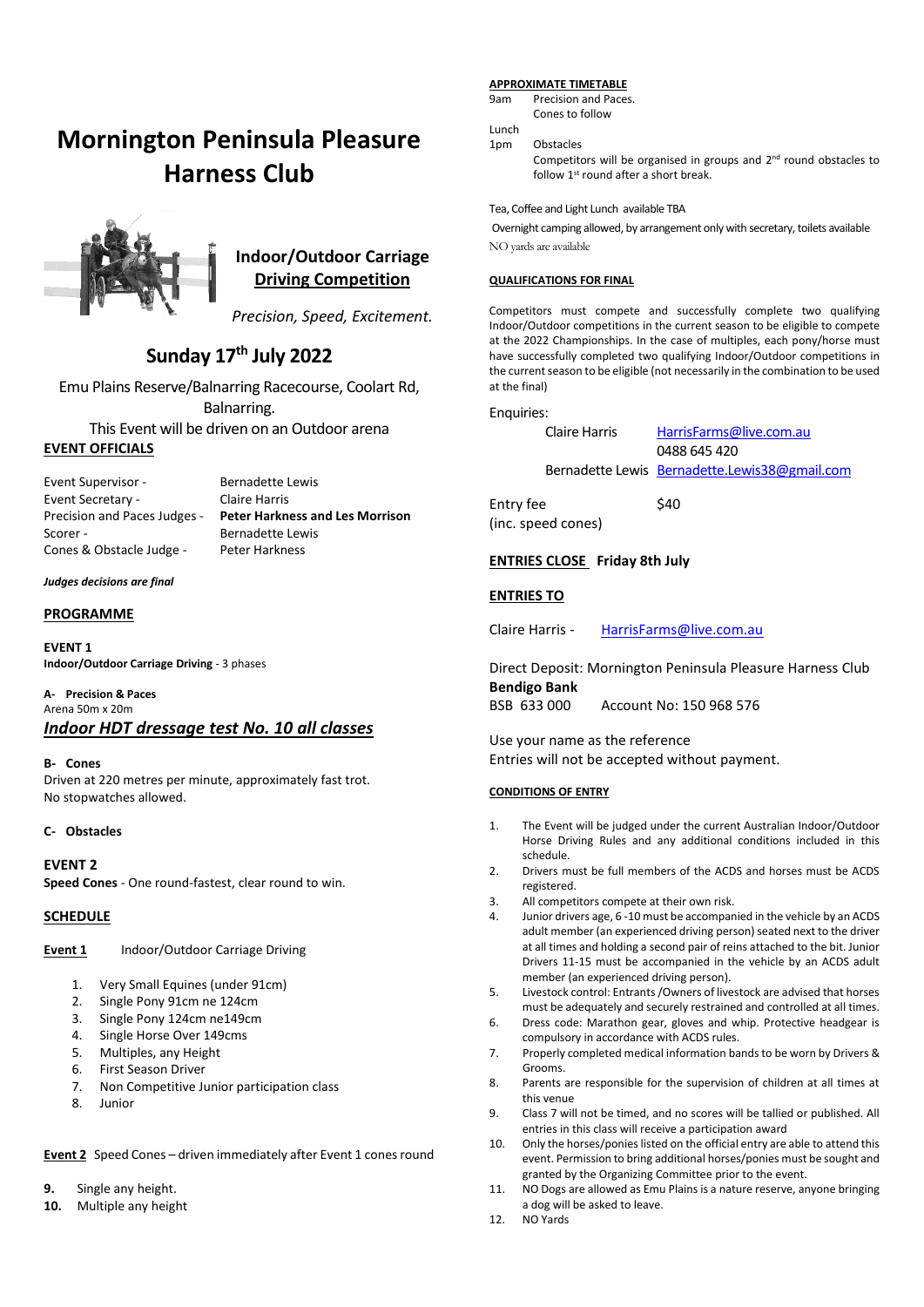# Mornington Peninsula Pleasure Harness Club

## Indoor/Outdoor Carriage **Driving Competition**

*Precision, Speed, Excitement.*

## Sunday 17th July 2022

Emu Plains Reserve/Balnarring Racecourse, Coolart Rd, Balnarring.

This Event will be driven on an Outdoor arena

**EVENT OFFICIALS**

| | |
|---|---|
| Event Supervisor - | Bernadette Lewis |
| Event Secretary - | Claire Harris |
| Precision and Paces Judges - | **Peter Harkness and Les Morrison** |
| Scorer - | Bernadette Lewis |
| Cones & Obstacle Judge - | Peter Harkness |

***Judges decisions are final***

**PROGRAMME**

**EVENT 1**
**Indoor/Outdoor Carriage Driving** - 3 phases

**A- Precision & Paces**
Arena 50m x 20m

***Indoor HDT dressage test No. 10 all classes***

**B- Cones**
Driven at 220 metres per minute, approximately fast trot.
No stopwatches allowed.

**C- Obstacles**

**EVENT 2**
**Speed Cones** - One round-fastest, clear round to win.

**SCHEDULE**

**Event 1** Indoor/Outdoor Carriage Driving

1. Very Small Equines (under 91cm)
2. Single Pony 91cm ne 124cm
3. Single Pony 124cm ne149cm
4. Single Horse Over 149cms
5. Multiples, any Height
6. First Season Driver
7. Non Competitive Junior participation class
8. Junior

**Event 2** Speed Cones – driven immediately after Event 1 cones round

**9.** Single any height.
**10.** Multiple any height

**APPROXIMATE TIMETABLE**

| | |
|---|---|
| 9am | Precision and Paces. Cones to follow |
| Lunch | |
| 1pm | Obstacles. Competitors will be organised in groups and 2nd round obstacles to follow 1st round after a short break. |

Tea, Coffee and Light Lunch available TBA

Overnight camping allowed, by arrangement only with secretary, toilets available

NO yards are available

**QUALIFICATIONS FOR FINAL**

Competitors must compete and successfully complete two qualifying Indoor/Outdoor competitions in the current season to be eligible to compete at the 2022 Championships. In the case of multiples, each pony/horse must have successfully completed two qualifying Indoor/Outdoor competitions in the current season to be eligible (not necessarily in the combination to be used at the final)

Enquiries:

Claire Harris HarrisFarms@live.com.au
0488 645 420
Bernadette Lewis Bernadette.Lewis38@gmail.com

Entry fee $40
(inc. speed cones)

**ENTRIES CLOSE Friday 8th July**

**ENTRIES TO**

Claire Harris - HarrisFarms@live.com.au

Direct Deposit: Mornington Peninsula Pleasure Harness Club
**Bendigo Bank**
BSB 633 000 Account No: 150 968 576

Use your name as the reference
Entries will not be accepted without payment.

**CONDITIONS OF ENTRY**

1. The Event will be judged under the current Australian Indoor/Outdoor Horse Driving Rules and any additional conditions included in this schedule.
2. Drivers must be full members of the ACDS and horses must be ACDS registered.
3. All competitors compete at their own risk.
4. Junior drivers age, 6 -10 must be accompanied in the vehicle by an ACDS adult member (an experienced driving person) seated next to the driver at all times and holding a second pair of reins attached to the bit. Junior Drivers 11-15 must be accompanied in the vehicle by an ACDS adult member (an experienced driving person).
5. Livestock control: Entrants /Owners of livestock are advised that horses must be adequately and securely restrained and controlled at all times.
6. Dress code: Marathon gear, gloves and whip. Protective headgear is compulsory in accordance with ACDS rules.
7. Properly completed medical information bands to be worn by Drivers & Grooms.
8. Parents are responsible for the supervision of children at all times at this venue
9. Class 7 will not be timed, and no scores will be tallied or published. All entries in this class will receive a participation award
10. Only the horses/ponies listed on the official entry are able to attend this event. Permission to bring additional horses/ponies must be sought and granted by the Organizing Committee prior to the event.
11. NO Dogs are allowed as Emu Plains is a nature reserve, anyone bringing a dog will be asked to leave.
12. NO Yards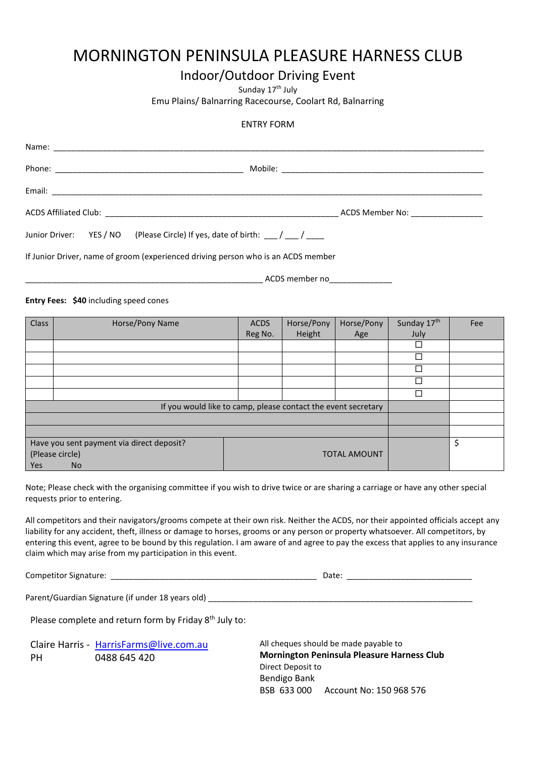# MORNINGTON PENINSULA PLEASURE HARNESS CLUB

## Indoor/Outdoor Driving Event

Sunday 17th July

Emu Plains/ Balnarring Racecourse, Coolart Rd, Balnarring

ENTRY FORM

Name: ___________________________________________________________________________

Phone: ________________________________ Mobile: ____________________________________

Email: ___________________________________________________________________________

ACDS Affiliated Club: _______________________________________ ACDS Member No: _____________

Junior Driver: YES / NO (Please Circle) If yes, date of birth: ___ / ___ / ____

If Junior Driver, name of groom (experienced driving person who is an ACDS member

_____________________________________________ ACDS member no_____________

**Entry Fees: $40** including speed cones

| Class | Horse/Pony Name | ACDS Reg No. | Horse/Pony Height | Horse/Pony Age | Sunday 17th July | Fee |
|---|---|---|---|---|---|---|
| | | | | | ☐ | |
| | | | | | ☐ | |
| | | | | | ☐ | |
| | | | | | ☐ | |
| | | | | | ☐ | |
| If you would like to camp, please contact the event secretary | | | | | | |
| | | | | | | |
| | | | | | | |
| Have you sent payment via direct deposit? (Please circle) Yes No | | | TOTAL AMOUNT | | | $ |

Note; Please check with the organising committee if you wish to drive twice or are sharing a carriage or have any other special requests prior to entering.

All competitors and their navigators/grooms compete at their own risk. Neither the ACDS, nor their appointed officials accept any liability for any accident, theft, illness or damage to horses, grooms or any person or property whatsoever. All competitors, by entering this event, agree to be bound by this regulation. I am aware of and agree to pay the excess that applies to any insurance claim which may arise from my participation in this event.

Competitor Signature: ____________________________________ Date: ______________________

Parent/Guardian Signature (if under 18 years old) ______________________________________________

Please complete and return form by Friday 8th July to:

Claire Harris - HarrisFarms@live.com.au
PH 0488 645 420

All cheques should be made payable to
**Mornington Peninsula Pleasure Harness Club**
Direct Deposit to
Bendigo Bank
BSB 633 000 Account No: 150 968 576